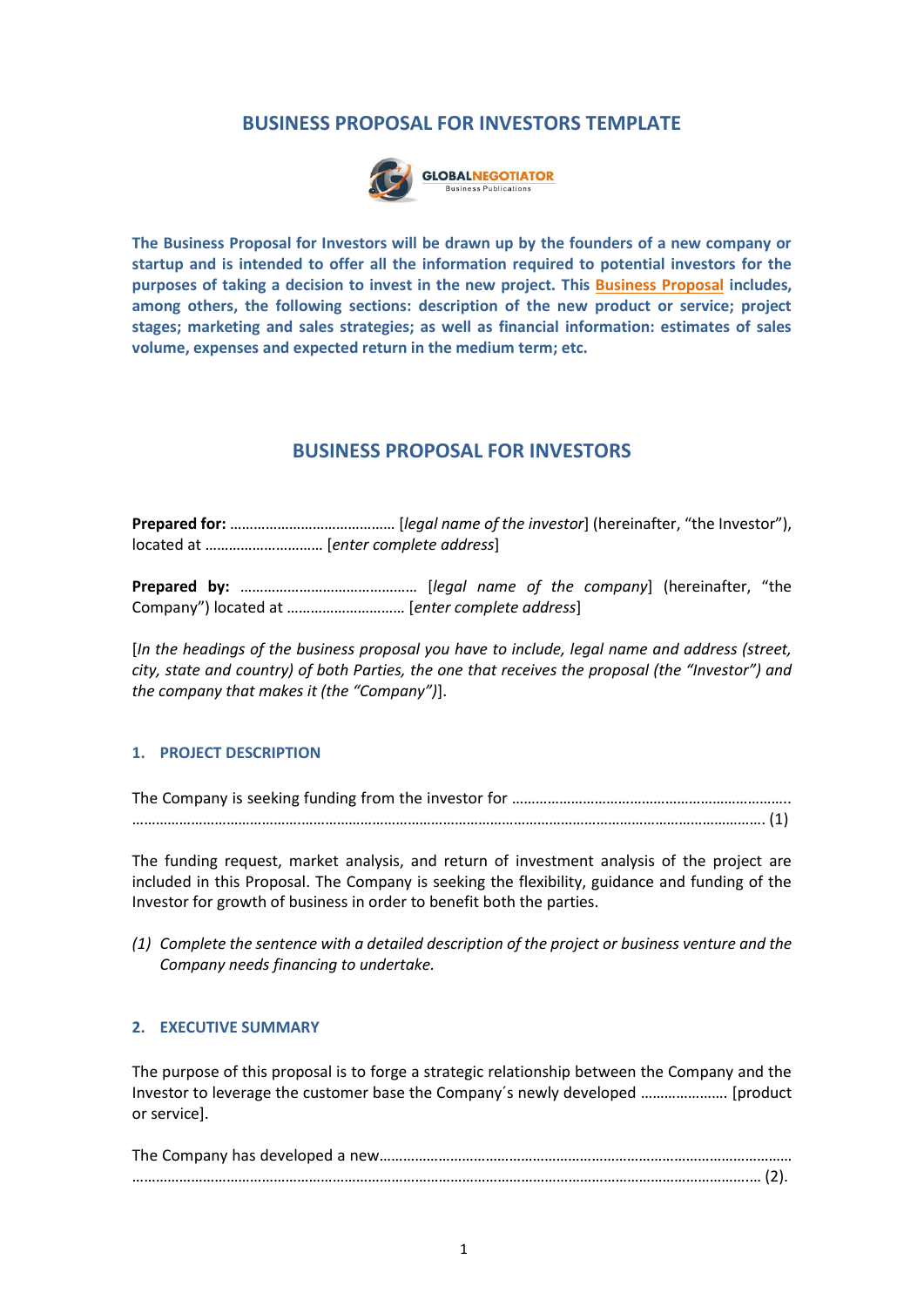# BUSINESS PROPOSAL FOR INVESTORS TEMPLATE

**The Business Proposal for Investors will be drawn up by the founders of a new company or startup and is intended to offer all the information required to potential investors for the purposes of taking a decision to invest in the new project. This Business Proposal includes, among others, the following sections: description of the new product or service; project stages; marketing and sales strategies; as well as financial information: estimates of sales volume, expenses and expected return in the medium term; etc.**

## BUSINESS PROPOSAL FOR INVESTORS

**Prepared for:** …………………………………… [*legal name of the investor*] (hereinafter, "the Investor"), located at ………………………… [*enter complete address*]

**Prepared by:** ……………………………………… [*legal name of the company*] (hereinafter, "the Company") located at ………………………… [*enter complete address*]

[*In the headings of the business proposal you have to include, legal name and address (street, city, state and country) of both Parties, the one that receives the proposal (the "Investor") and the company that makes it (the "Company")*].

### 1. PROJECT DESCRIPTION

The Company is seeking funding from the investor for ……………………………………………………………… ……………………………………………………………………………………………………………………………………… (1)

The funding request, market analysis, and return of investment analysis of the project are included in this Proposal. The Company is seeking the flexibility, guidance and funding of the Investor for growth of business in order to benefit both the parties.

*(1) Complete the sentence with a detailed description of the project or business venture and the Company needs financing to undertake.*

### 2. EXECUTIVE SUMMARY

The purpose of this proposal is to forge a strategic relationship between the Company and the Investor to leverage the customer base the Company´s newly developed …………………. [product or service].

The Company has developed a new……………………………………………………………………………………… ……………………………………………………………………………………………………………………………………… (2).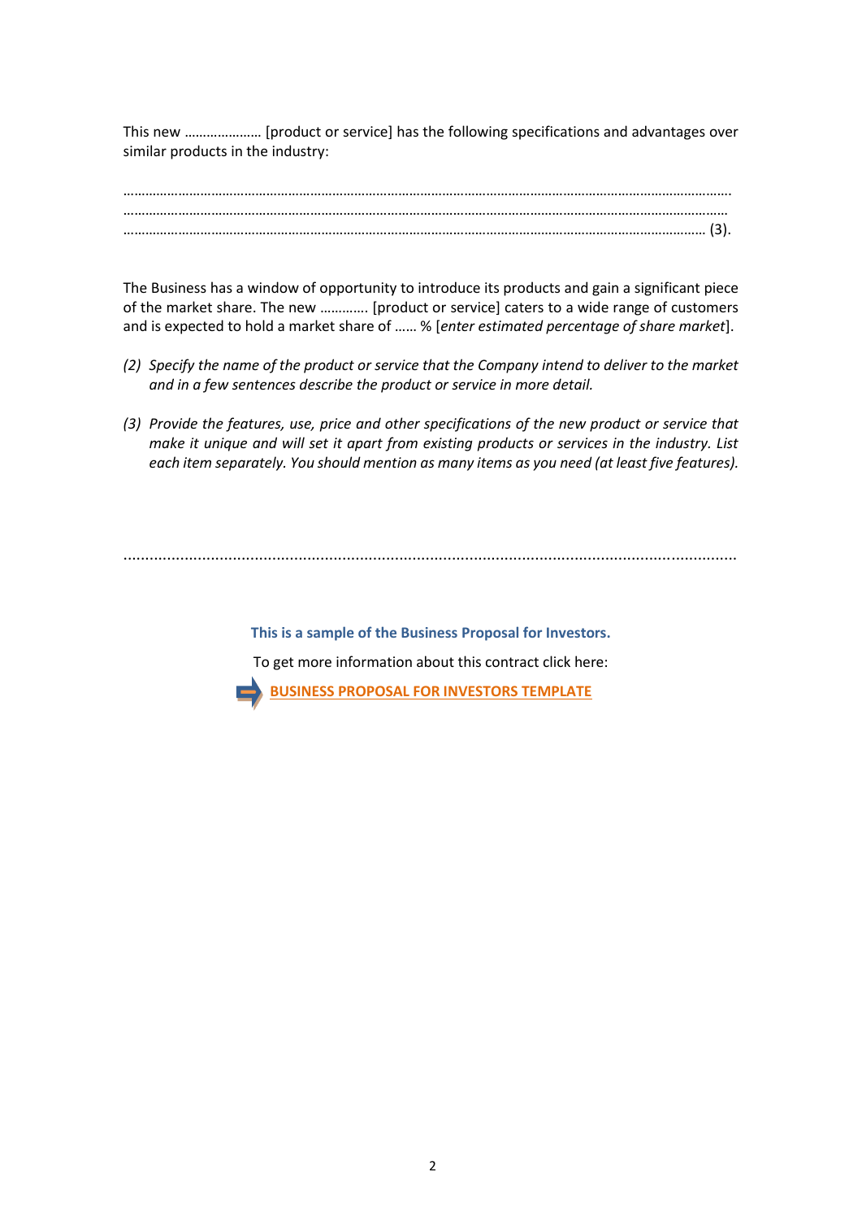This new ………………… [product or service] has the following specifications and advantages over similar products in the industry:

………………………………………………………………………………………………………………………………………………
………………………………………………………………………………………………………………………………………………
……………………………………………………………………………………………………………………………………… (3).

The Business has a window of opportunity to introduce its products and gain a significant piece of the market share. The new ………… [product or service] caters to a wide range of customers and is expected to hold a market share of …… % [*enter estimated percentage of share market*].

*(2) Specify the name of the product or service that the Company intend to deliver to the market and in a few sentences describe the product or service in more detail.*

*(3) Provide the features, use, price and other specifications of the new product or service that make it unique and will set it apart from existing products or services in the industry. List each item separately. You should mention as many items as you need (at least five features).*

………………………………………………………………………………………………………………………………………

**This is a sample of the Business Proposal for Investors.**

To get more information about this contract click here:

**BUSINESS PROPOSAL FOR INVESTORS TEMPLATE**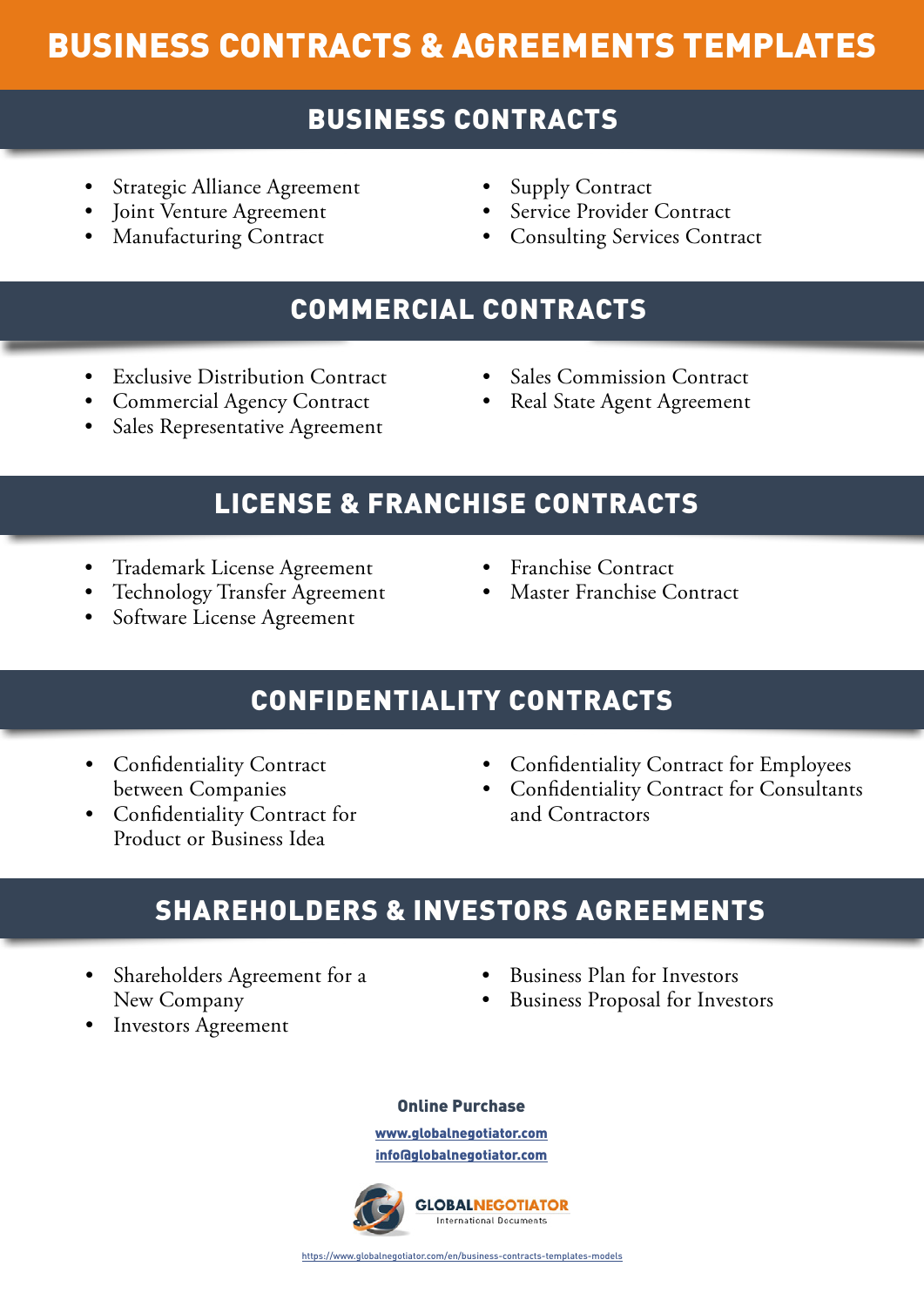# BUSINESS CONTRACTS & AGREEMENTS TEMPLATES

## BUSINESS CONTRACTS

- Strategic Alliance Agreement
- Joint Venture Agreement
- Manufacturing Contract
- Supply Contract
- Service Provider Contract
- Consulting Services Contract

## COMMERCIAL CONTRACTS

- Exclusive Distribution Contract
- Commercial Agency Contract
- Sales Representative Agreement
- Sales Commission Contract
- Real State Agent Agreement

## LICENSE & FRANCHISE CONTRACTS

- Trademark License Agreement
- Technology Transfer Agreement
- Software License Agreement
- Franchise Contract
- Master Franchise Contract

## CONFIDENTIALITY CONTRACTS

- Confidentiality Contract between Companies
- Confidentiality Contract for Product or Business Idea
- Confidentiality Contract for Employees
- Confidentiality Contract for Consultants and Contractors

## SHAREHOLDERS & INVESTORS AGREEMENTS

- Shareholders Agreement for a New Company
- Investors Agreement
- Business Plan for Investors
- Business Proposal for Investors

**Online Purchase**

www.globalnegotiator.com

info@globalnegotiator.com

GLOBALNEGOTIATOR
International Documents

https://www.globalnegotiator.com/en/business-contracts-templates-models